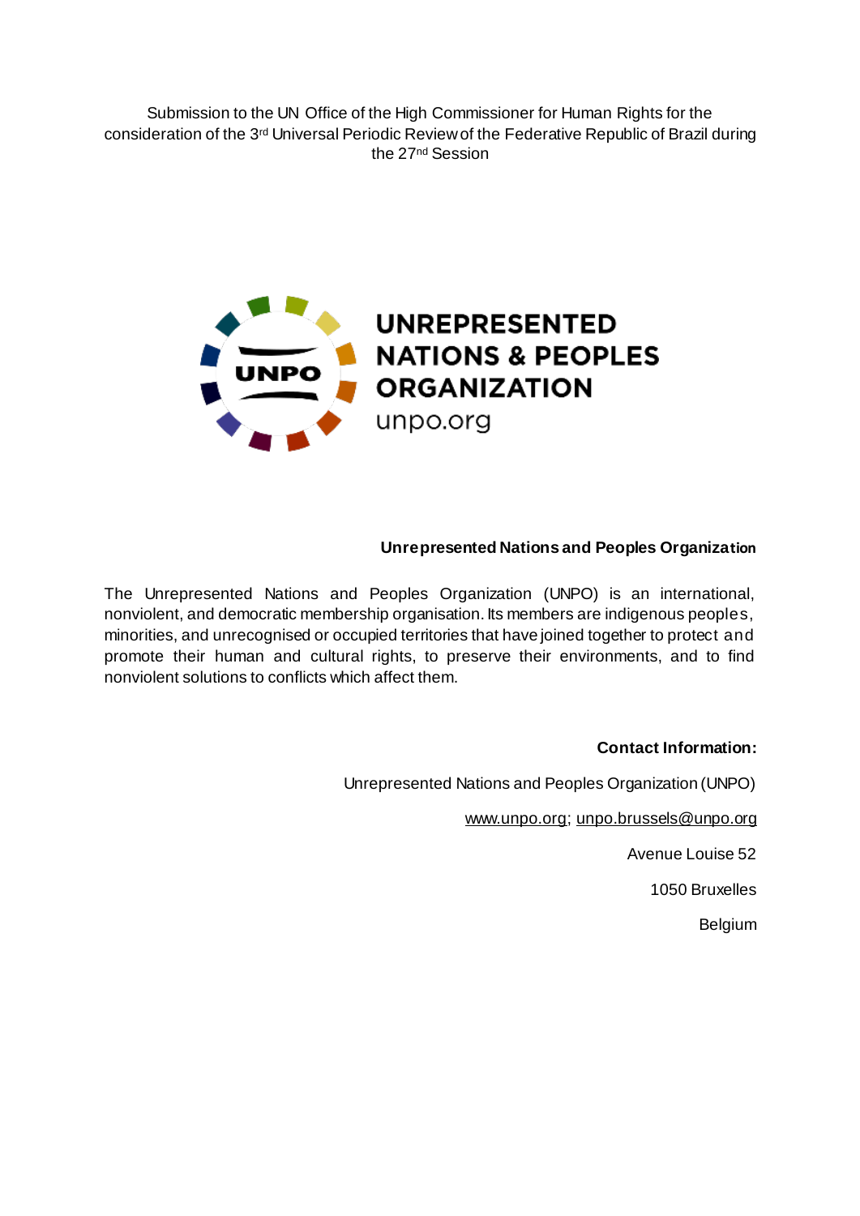Submission to the UN Office of the High Commissioner for Human Rights for the consideration of the 3rd Universal Periodic Review of the Federative Republic of Brazil during the 27nd Session

UNREPRESENTED NATIONS & PEOPLES ORGANIZATION
unpo.org

**Unrepresented Nations and Peoples Organization**

The Unrepresented Nations and Peoples Organization (UNPO) is an international, nonviolent, and democratic membership organisation. Its members are indigenous peoples, minorities, and unrecognised or occupied territories that have joined together to protect and promote their human and cultural rights, to preserve their environments, and to find nonviolent solutions to conflicts which affect them.

**Contact Information:**

Unrepresented Nations and Peoples Organization (UNPO)

www.unpo.org; unpo.brussels@unpo.org

Avenue Louise 52

1050 Bruxelles

Belgium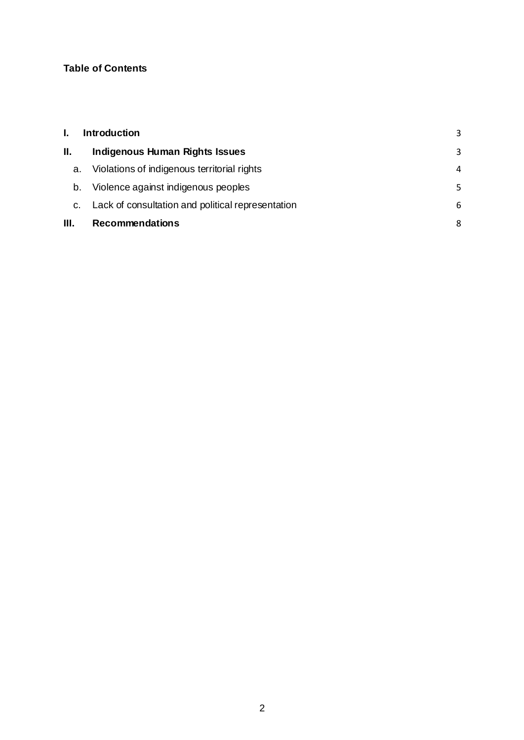**Table of Contents**

| | | |
|---|---|---|
| **I.** | **Introduction** | 3 |
| **II.** | **Indigenous Human Rights Issues** | 3 |
| a. | Violations of indigenous territorial rights | 4 |
| b. | Violence against indigenous peoples | 5 |
| c. | Lack of consultation and political representation | 6 |
| **III.** | **Recommendations** | 8 |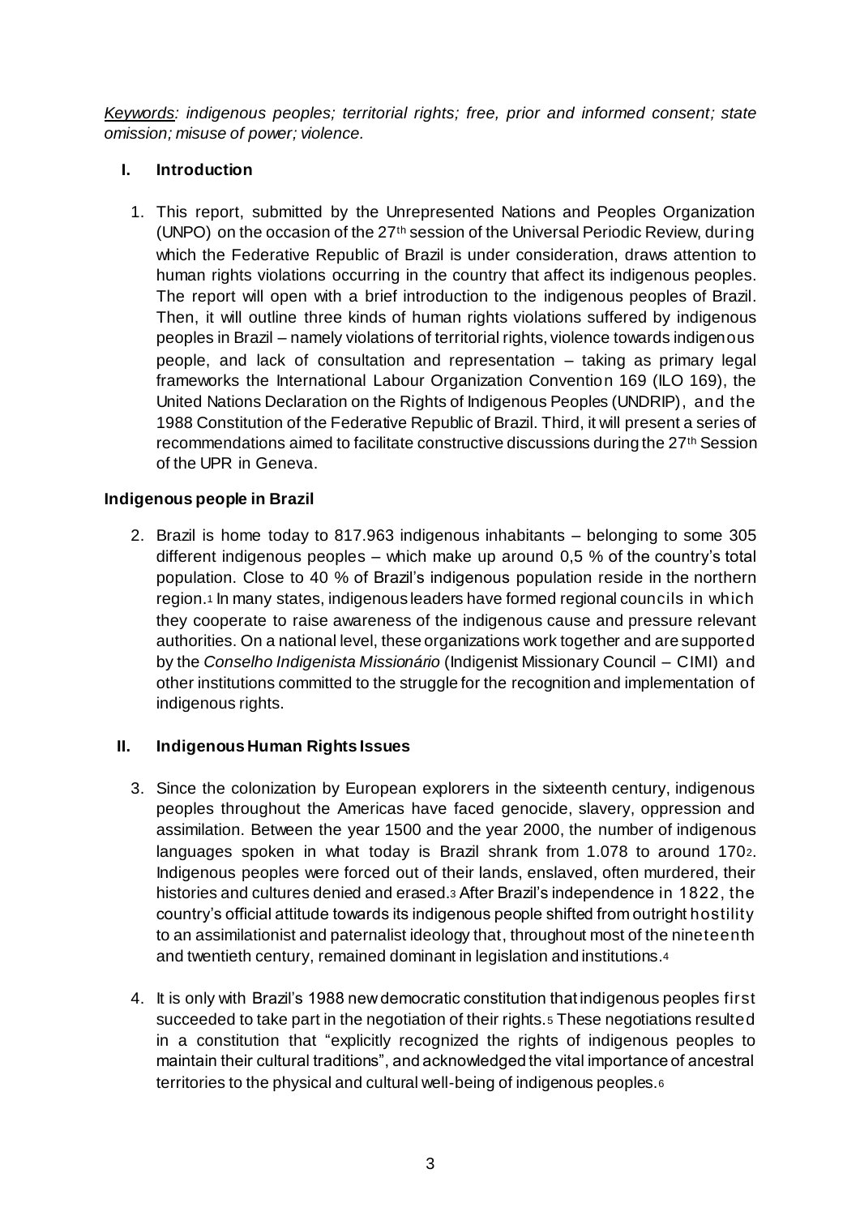*Keywords: indigenous peoples; territorial rights; free, prior and informed consent; state omission; misuse of power; violence.*

## I. Introduction

1. This report, submitted by the Unrepresented Nations and Peoples Organization (UNPO) on the occasion of the 27th session of the Universal Periodic Review, during which the Federative Republic of Brazil is under consideration, draws attention to human rights violations occurring in the country that affect its indigenous peoples. The report will open with a brief introduction to the indigenous peoples of Brazil. Then, it will outline three kinds of human rights violations suffered by indigenous peoples in Brazil – namely violations of territorial rights, violence towards indigenous people, and lack of consultation and representation – taking as primary legal frameworks the International Labour Organization Convention 169 (ILO 169), the United Nations Declaration on the Rights of Indigenous Peoples (UNDRIP), and the 1988 Constitution of the Federative Republic of Brazil. Third, it will present a series of recommendations aimed to facilitate constructive discussions during the 27th Session of the UPR in Geneva.

### Indigenous people in Brazil

2. Brazil is home today to 817.963 indigenous inhabitants – belonging to some 305 different indigenous peoples – which make up around 0,5 % of the country's total population. Close to 40 % of Brazil's indigenous population reside in the northern region.[1] In many states, indigenous leaders have formed regional councils in which they cooperate to raise awareness of the indigenous cause and pressure relevant authorities. On a national level, these organizations work together and are supported by the *Conselho Indigenista Missionário* (Indigenist Missionary Council – CIMI) and other institutions committed to the struggle for the recognition and implementation of indigenous rights.

## II. Indigenous Human Rights Issues

3. Since the colonization by European explorers in the sixteenth century, indigenous peoples throughout the Americas have faced genocide, slavery, oppression and assimilation. Between the year 1500 and the year 2000, the number of indigenous languages spoken in what today is Brazil shrank from 1.078 to around 170[2]. Indigenous peoples were forced out of their lands, enslaved, often murdered, their histories and cultures denied and erased.[3] After Brazil's independence in 1822, the country's official attitude towards its indigenous people shifted from outright hostility to an assimilationist and paternalist ideology that, throughout most of the nineteenth and twentieth century, remained dominant in legislation and institutions.[4]

4. It is only with Brazil's 1988 new democratic constitution that indigenous peoples first succeeded to take part in the negotiation of their rights.[5] These negotiations resulted in a constitution that "explicitly recognized the rights of indigenous peoples to maintain their cultural traditions", and acknowledged the vital importance of ancestral territories to the physical and cultural well-being of indigenous peoples.[6]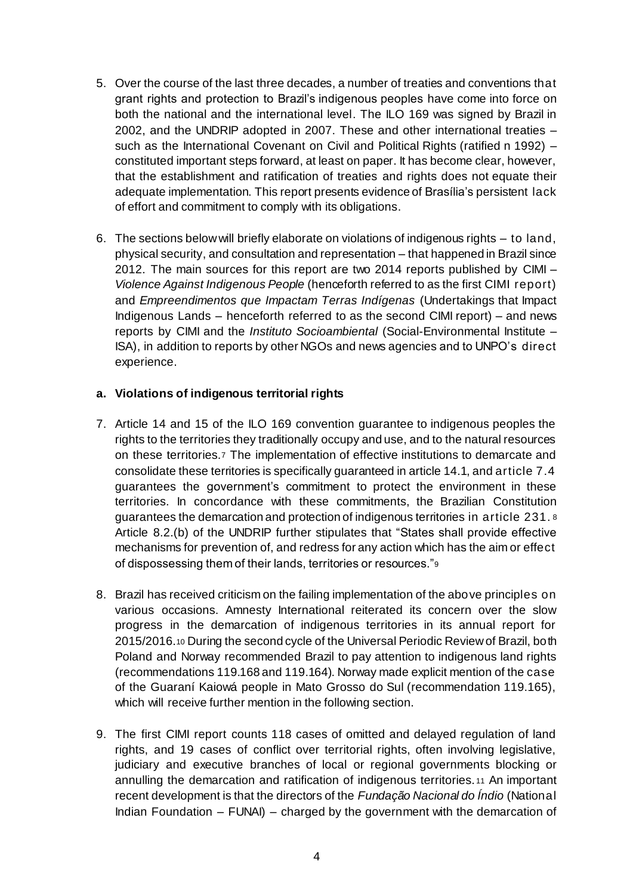5. Over the course of the last three decades, a number of treaties and conventions that grant rights and protection to Brazil's indigenous peoples have come into force on both the national and the international level. The ILO 169 was signed by Brazil in 2002, and the UNDRIP adopted in 2007. These and other international treaties – such as the International Covenant on Civil and Political Rights (ratified n 1992) – constituted important steps forward, at least on paper. It has become clear, however, that the establishment and ratification of treaties and rights does not equate their adequate implementation. This report presents evidence of Brasília's persistent lack of effort and commitment to comply with its obligations.

6. The sections below will briefly elaborate on violations of indigenous rights – to land, physical security, and consultation and representation – that happened in Brazil since 2012. The main sources for this report are two 2014 reports published by CIMI – *Violence Against Indigenous People* (henceforth referred to as the first CIMI report) and *Empreendimentos que Impactam Terras Indígenas* (Undertakings that Impact Indigenous Lands – henceforth referred to as the second CIMI report) – and news reports by CIMI and the *Instituto Socioambiental* (Social-Environmental Institute – ISA), in addition to reports by other NGOs and news agencies and to UNPO's direct experience.

**a. Violations of indigenous territorial rights**

7. Article 14 and 15 of the ILO 169 convention guarantee to indigenous peoples the rights to the territories they traditionally occupy and use, and to the natural resources on these territories.[7] The implementation of effective institutions to demarcate and consolidate these territories is specifically guaranteed in article 14.1, and article 7.4 guarantees the government's commitment to protect the environment in these territories. In concordance with these commitments, the Brazilian Constitution guarantees the demarcation and protection of indigenous territories in article 231.[8] Article 8.2.(b) of the UNDRIP further stipulates that "States shall provide effective mechanisms for prevention of, and redress for any action which has the aim or effect of dispossessing them of their lands, territories or resources."[9]

8. Brazil has received criticism on the failing implementation of the above principles on various occasions. Amnesty International reiterated its concern over the slow progress in the demarcation of indigenous territories in its annual report for 2015/2016.[10] During the second cycle of the Universal Periodic Review of Brazil, both Poland and Norway recommended Brazil to pay attention to indigenous land rights (recommendations 119.168 and 119.164). Norway made explicit mention of the case of the Guaraní Kaiowá people in Mato Grosso do Sul (recommendation 119.165), which will receive further mention in the following section.

9. The first CIMI report counts 118 cases of omitted and delayed regulation of land rights, and 19 cases of conflict over territorial rights, often involving legislative, judiciary and executive branches of local or regional governments blocking or annulling the demarcation and ratification of indigenous territories.[11] An important recent development is that the directors of the *Fundação Nacional do Índio* (National Indian Foundation – FUNAI) – charged by the government with the demarcation of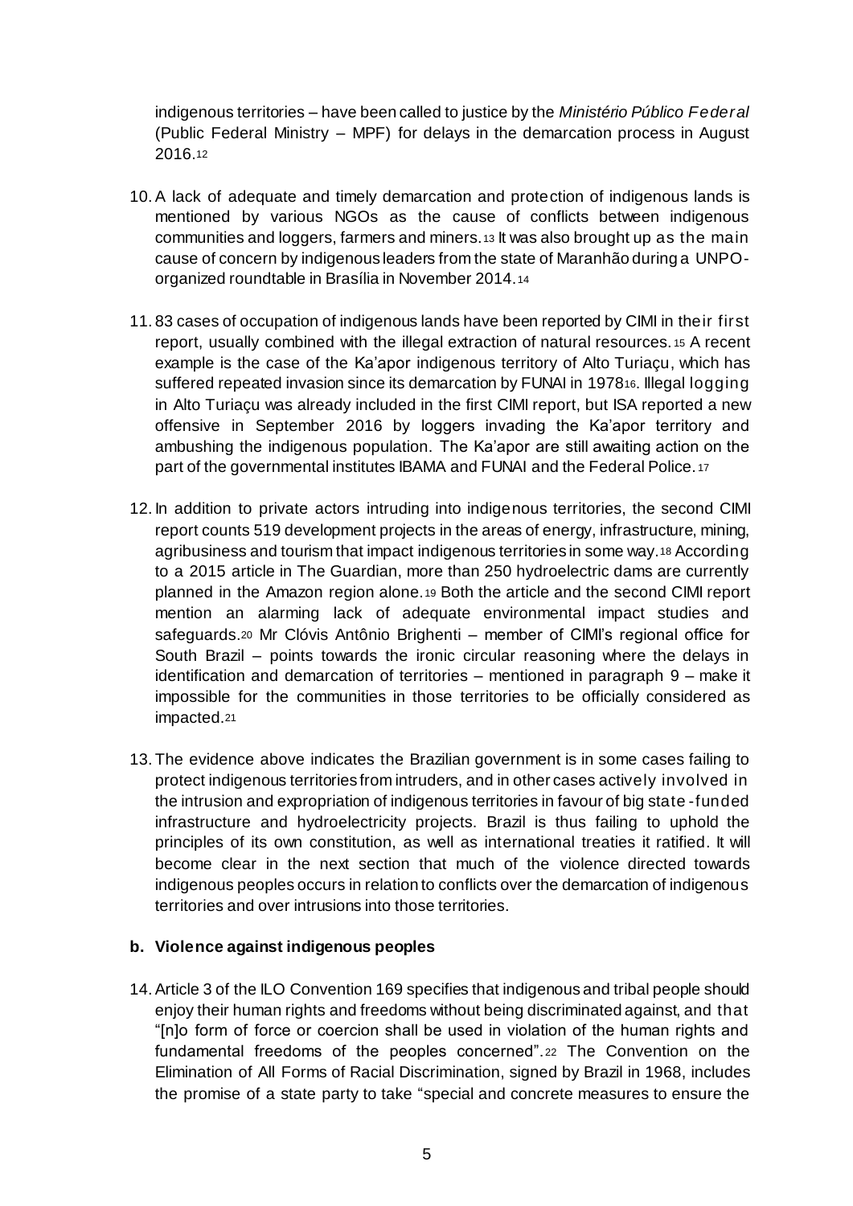indigenous territories – have been called to justice by the *Ministério Público Federal* (Public Federal Ministry – MPF) for delays in the demarcation process in August 2016.[12]

10. A lack of adequate and timely demarcation and protection of indigenous lands is mentioned by various NGOs as the cause of conflicts between indigenous communities and loggers, farmers and miners.[13] It was also brought up as the main cause of concern by indigenous leaders from the state of Maranhão during a UNPO-organized roundtable in Brasília in November 2014.[14]

11. 83 cases of occupation of indigenous lands have been reported by CIMI in their first report, usually combined with the illegal extraction of natural resources.[15] A recent example is the case of the Ka'apor indigenous territory of Alto Turiaçu, which has suffered repeated invasion since its demarcation by FUNAI in 1978[16]. Illegal logging in Alto Turiaçu was already included in the first CIMI report, but ISA reported a new offensive in September 2016 by loggers invading the Ka'apor territory and ambushing the indigenous population. The Ka'apor are still awaiting action on the part of the governmental institutes IBAMA and FUNAI and the Federal Police.[17]

12. In addition to private actors intruding into indigenous territories, the second CIMI report counts 519 development projects in the areas of energy, infrastructure, mining, agribusiness and tourism that impact indigenous territories in some way.[18] According to a 2015 article in The Guardian, more than 250 hydroelectric dams are currently planned in the Amazon region alone.[19] Both the article and the second CIMI report mention an alarming lack of adequate environmental impact studies and safeguards.[20] Mr Clóvis Antônio Brighenti – member of CIMI's regional office for South Brazil – points towards the ironic circular reasoning where the delays in identification and demarcation of territories – mentioned in paragraph 9 – make it impossible for the communities in those territories to be officially considered as impacted.[21]

13. The evidence above indicates the Brazilian government is in some cases failing to protect indigenous territories from intruders, and in other cases actively involved in the intrusion and expropriation of indigenous territories in favour of big state-funded infrastructure and hydroelectricity projects. Brazil is thus failing to uphold the principles of its own constitution, as well as international treaties it ratified. It will become clear in the next section that much of the violence directed towards indigenous peoples occurs in relation to conflicts over the demarcation of indigenous territories and over intrusions into those territories.

**b. Violence against indigenous peoples**

14. Article 3 of the ILO Convention 169 specifies that indigenous and tribal people should enjoy their human rights and freedoms without being discriminated against, and that "[n]o form of force or coercion shall be used in violation of the human rights and fundamental freedoms of the peoples concerned".[22] The Convention on the Elimination of All Forms of Racial Discrimination, signed by Brazil in 1968, includes the promise of a state party to take "special and concrete measures to ensure the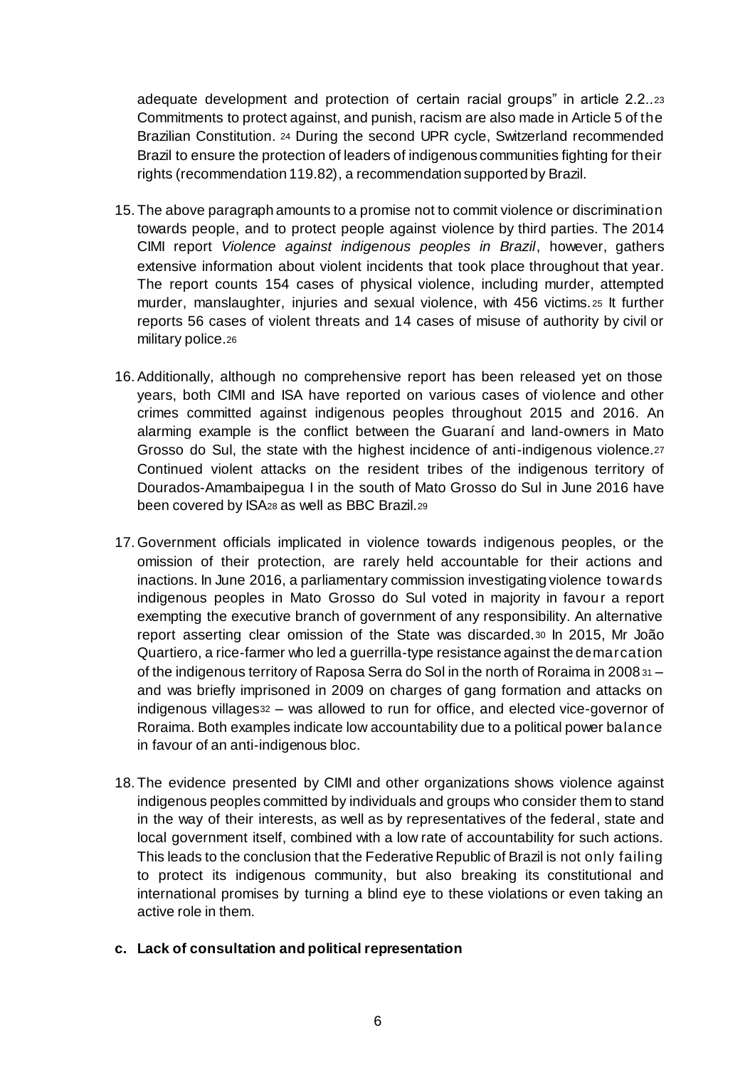adequate development and protection of certain racial groups" in article 2.2..[23] Commitments to protect against, and punish, racism are also made in Article 5 of the Brazilian Constitution. [24] During the second UPR cycle, Switzerland recommended Brazil to ensure the protection of leaders of indigenous communities fighting for their rights (recommendation 119.82), a recommendation supported by Brazil.

15. The above paragraph amounts to a promise not to commit violence or discrimination towards people, and to protect people against violence by third parties. The 2014 CIMI report *Violence against indigenous peoples in Brazil*, however, gathers extensive information about violent incidents that took place throughout that year. The report counts 154 cases of physical violence, including murder, attempted murder, manslaughter, injuries and sexual violence, with 456 victims.[25] It further reports 56 cases of violent threats and 14 cases of misuse of authority by civil or military police.[26]

16. Additionally, although no comprehensive report has been released yet on those years, both CIMI and ISA have reported on various cases of violence and other crimes committed against indigenous peoples throughout 2015 and 2016. An alarming example is the conflict between the Guaraní and land-owners in Mato Grosso do Sul, the state with the highest incidence of anti-indigenous violence.[27] Continued violent attacks on the resident tribes of the indigenous territory of Dourados-Amambaipegua I in the south of Mato Grosso do Sul in June 2016 have been covered by ISA[28] as well as BBC Brazil.[29]

17. Government officials implicated in violence towards indigenous peoples, or the omission of their protection, are rarely held accountable for their actions and inactions. In June 2016, a parliamentary commission investigating violence towards indigenous peoples in Mato Grosso do Sul voted in majority in favour a report exempting the executive branch of government of any responsibility. An alternative report asserting clear omission of the State was discarded.[30] In 2015, Mr João Quartiero, a rice-farmer who led a guerrilla-type resistance against the demarcation of the indigenous territory of Raposa Serra do Sol in the north of Roraima in 2008[31] – and was briefly imprisoned in 2009 on charges of gang formation and attacks on indigenous villages[32] – was allowed to run for office, and elected vice-governor of Roraima. Both examples indicate low accountability due to a political power balance in favour of an anti-indigenous bloc.

18. The evidence presented by CIMI and other organizations shows violence against indigenous peoples committed by individuals and groups who consider them to stand in the way of their interests, as well as by representatives of the federal, state and local government itself, combined with a low rate of accountability for such actions. This leads to the conclusion that the Federative Republic of Brazil is not only failing to protect its indigenous community, but also breaking its constitutional and international promises by turning a blind eye to these violations or even taking an active role in them.

**c. Lack of consultation and political representation**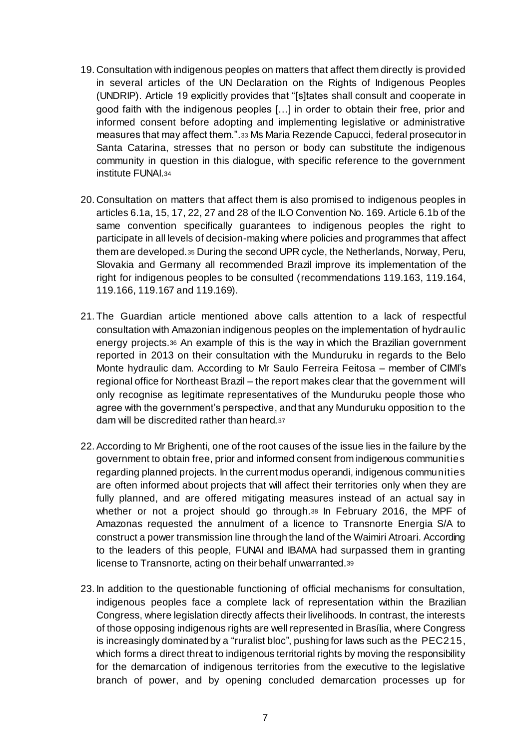19. Consultation with indigenous peoples on matters that affect them directly is provided in several articles of the UN Declaration on the Rights of Indigenous Peoples (UNDRIP). Article 19 explicitly provides that "[s]tates shall consult and cooperate in good faith with the indigenous peoples […] in order to obtain their free, prior and informed consent before adopting and implementing legislative or administrative measures that may affect them.".[33] Ms Maria Rezende Capucci, federal prosecutor in Santa Catarina, stresses that no person or body can substitute the indigenous community in question in this dialogue, with specific reference to the government institute FUNAI.[34]

20. Consultation on matters that affect them is also promised to indigenous peoples in articles 6.1a, 15, 17, 22, 27 and 28 of the ILO Convention No. 169. Article 6.1b of the same convention specifically guarantees to indigenous peoples the right to participate in all levels of decision-making where policies and programmes that affect them are developed.[35] During the second UPR cycle, the Netherlands, Norway, Peru, Slovakia and Germany all recommended Brazil improve its implementation of the right for indigenous peoples to be consulted (recommendations 119.163, 119.164, 119.166, 119.167 and 119.169).

21. The Guardian article mentioned above calls attention to a lack of respectful consultation with Amazonian indigenous peoples on the implementation of hydraulic energy projects.[36] An example of this is the way in which the Brazilian government reported in 2013 on their consultation with the Munduruku in regards to the Belo Monte hydraulic dam. According to Mr Saulo Ferreira Feitosa – member of CIMI's regional office for Northeast Brazil – the report makes clear that the government will only recognise as legitimate representatives of the Munduruku people those who agree with the government's perspective, and that any Munduruku opposition to the dam will be discredited rather than heard.[37]

22. According to Mr Brighenti, one of the root causes of the issue lies in the failure by the government to obtain free, prior and informed consent from indigenous communities regarding planned projects. In the current modus operandi, indigenous communities are often informed about projects that will affect their territories only when they are fully planned, and are offered mitigating measures instead of an actual say in whether or not a project should go through.[38] In February 2016, the MPF of Amazonas requested the annulment of a licence to Transnorte Energia S/A to construct a power transmission line through the land of the Waimiri Atroari. According to the leaders of this people, FUNAI and IBAMA had surpassed them in granting license to Transnorte, acting on their behalf unwarranted.[39]

23. In addition to the questionable functioning of official mechanisms for consultation, indigenous peoples face a complete lack of representation within the Brazilian Congress, where legislation directly affects their livelihoods. In contrast, the interests of those opposing indigenous rights are well represented in Brasília, where Congress is increasingly dominated by a "ruralist bloc", pushing for laws such as the PEC215, which forms a direct threat to indigenous territorial rights by moving the responsibility for the demarcation of indigenous territories from the executive to the legislative branch of power, and by opening concluded demarcation processes up for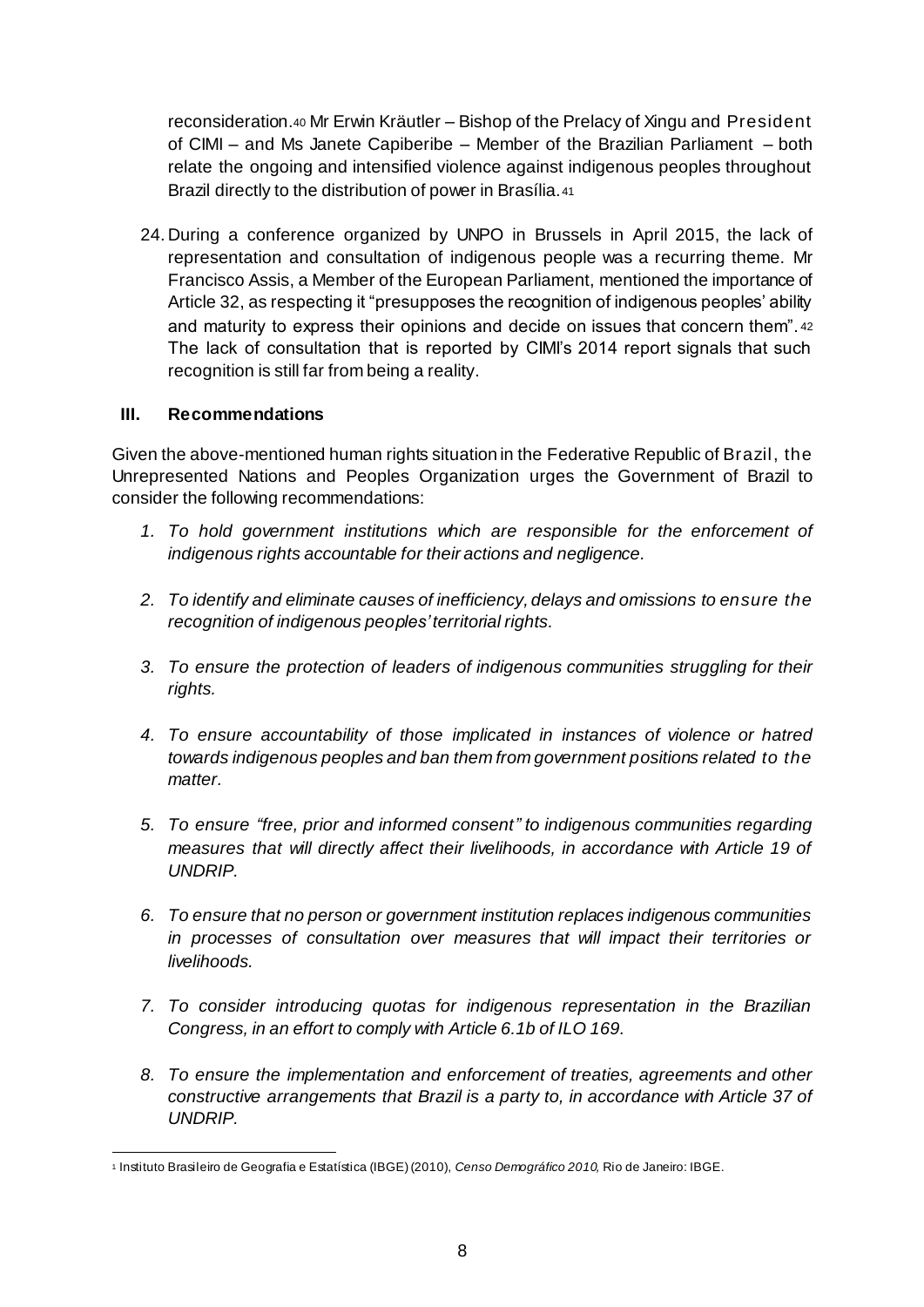reconsideration.[40] Mr Erwin Kräutler – Bishop of the Prelacy of Xingu and President of CIMI – and Ms Janete Capiberibe – Member of the Brazilian Parliament – both relate the ongoing and intensified violence against indigenous peoples throughout Brazil directly to the distribution of power in Brasília.[41]

24. During a conference organized by UNPO in Brussels in April 2015, the lack of representation and consultation of indigenous people was a recurring theme. Mr Francisco Assis, a Member of the European Parliament, mentioned the importance of Article 32, as respecting it "presupposes the recognition of indigenous peoples' ability and maturity to express their opinions and decide on issues that concern them".[42] The lack of consultation that is reported by CIMI's 2014 report signals that such recognition is still far from being a reality.

## III. Recommendations

Given the above-mentioned human rights situation in the Federative Republic of Brazil, the Unrepresented Nations and Peoples Organization urges the Government of Brazil to consider the following recommendations:

1. *To hold government institutions which are responsible for the enforcement of indigenous rights accountable for their actions and negligence.*

2. *To identify and eliminate causes of inefficiency, delays and omissions to ensure the recognition of indigenous peoples' territorial rights.*

3. *To ensure the protection of leaders of indigenous communities struggling for their rights.*

4. *To ensure accountability of those implicated in instances of violence or hatred towards indigenous peoples and ban them from government positions related to the matter.*

5. *To ensure "free, prior and informed consent" to indigenous communities regarding measures that will directly affect their livelihoods, in accordance with Article 19 of UNDRIP.*

6. *To ensure that no person or government institution replaces indigenous communities in processes of consultation over measures that will impact their territories or livelihoods.*

7. *To consider introducing quotas for indigenous representation in the Brazilian Congress, in an effort to comply with Article 6.1b of ILO 169.*

8. *To ensure the implementation and enforcement of treaties, agreements and other constructive arrangements that Brazil is a party to, in accordance with Article 37 of UNDRIP.*

---

[1] Instituto Brasileiro de Geografia e Estatística (IBGE) (2010), *Censo Demográfico 2010*, Rio de Janeiro: IBGE.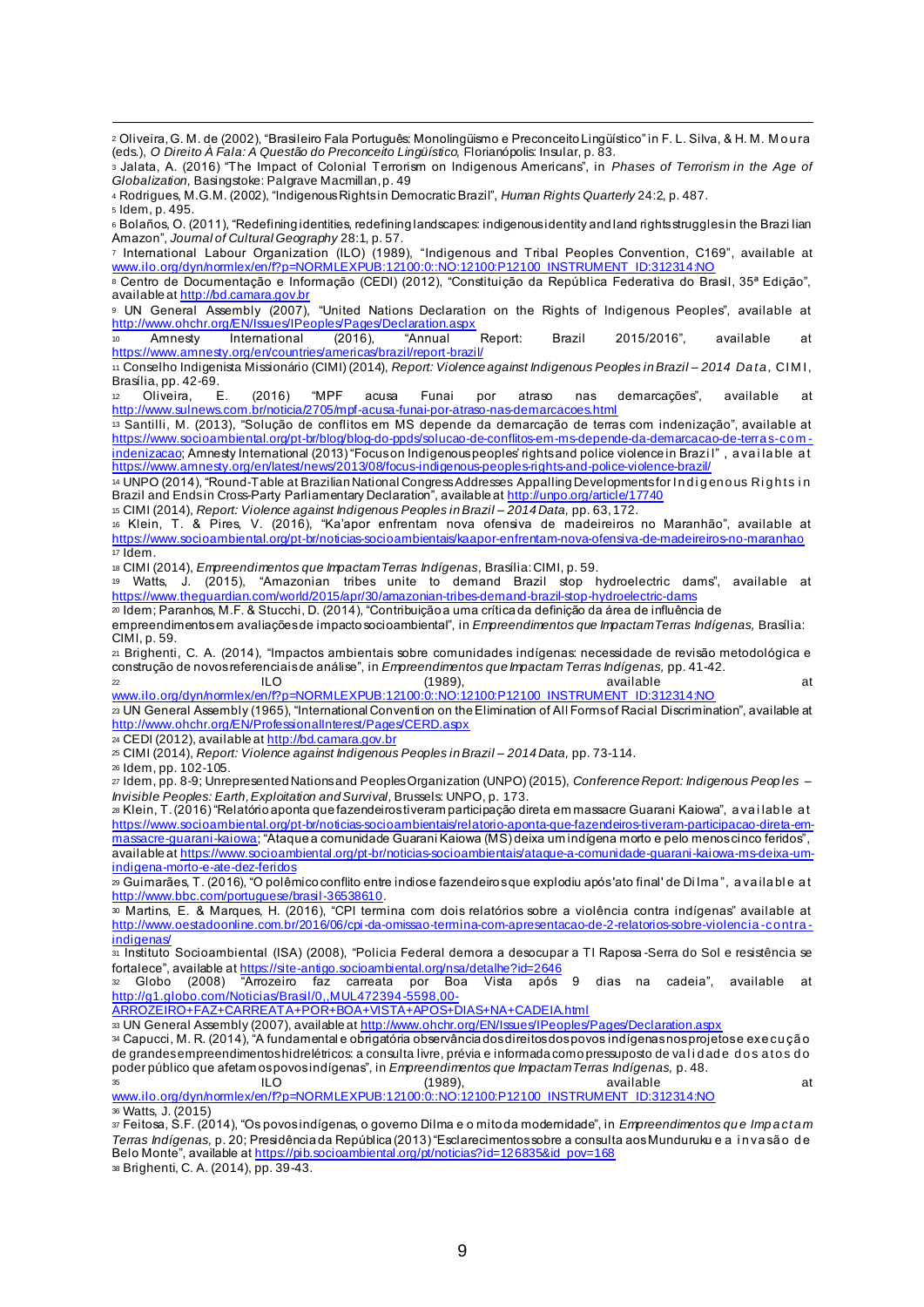[2] Oliveira, G. M. de (2002), "Brasileiro Fala Português: Monolingüismo e Preconceito Lingüístico" in F. L. Silva, & H. M. Moura (eds.), *O Direito À Fala: A Questão do Preconceito Lingüístico,* Florianópolis: Insular, p. 83.

[3] Jalata, A. (2016) "The Impact of Colonial Terrorism on Indigenous Americans", in *Phases of Terrorism in the Age of Globalization,* Basingstoke: Palgrave Macmillan, p. 49

[4] Rodrigues, M.G.M. (2002), "Indigenous Rights in Democratic Brazil", *Human Rights Quarterly* 24:2, p. 487.

[5] Idem, p. 495.

[6] Bolaños, O. (2011), "Redefining identities, redefining landscapes: indigenous identity and land rights struggles in the Brazilian Amazon", *Journal of Cultural Geography* 28:1, p. 57.

[7] International Labour Organization (ILO) (1989), "Indigenous and Tribal Peoples Convention, C169", available at www.ilo.org/dyn/normlex/en/f?p=NORMLEXPUB:12100:0::NO:12100:P12100_INSTRUMENT_ID:312314:NO

[8] Centro de Documentação e Informação (CEDI) (2012), "Constituição da República Federativa do Brasil, 35ª Edição", available at http://bd.camara.gov.br

[9] UN General Assembly (2007), "United Nations Declaration on the Rights of Indigenous Peoples", available at http://www.ohchr.org/EN/Issues/IPeoples/Pages/Declaration.aspx

[10] Amnesty International (2016), "Annual Report: Brazil 2015/2016", available at https://www.amnesty.org/en/countries/americas/brazil/report-brazil/

[11] Conselho Indigenista Missionário (CIMI) (2014), *Report: Violence against Indigenous Peoples in Brazil – 2014 Data,* CIMI, Brasília, pp. 42-69.

[12] Oliveira, E. (2016) "MPF acusa Funai por atraso nas demarcações", available at http://www.sulnews.com.br/noticia/2705/mpf-acusa-funai-por-atraso-nas-demarcacoes.html

[13] Santilli, M. (2013), "Solução de conflitos em MS depende da demarcação de terras com indenização", available at https://www.socioambiental.org/pt-br/blog/blog-do-ppds/solucao-de-conflitos-em-ms-depende-da-demarcacao-de-terras-com-indenizacao; Amnesty International (2013) "Focus on Indigenous peoples' rights and police violence in Brazil", available at https://www.amnesty.org/en/latest/news/2013/08/focus-indigenous-peoples-rights-and-police-violence-brazil/

[14] UNPO (2014), "Round-Table at Brazilian National Congress Addresses Appalling Developments for Indigenous Rights in Brazil and Ends in Cross-Party Parliamentary Declaration", available at http://unpo.org/article/17740

[15] CIMI (2014), *Report: Violence against Indigenous Peoples in Brazil – 2014 Data,* pp. 63, 172.

[16] Klein, T. & Pires, V. (2016), "Ka'apor enfrentam nova ofensiva de madeireiros no Maranhão", available at https://www.socioambiental.org/pt-br/noticias-socioambientais/kaapor-enfrentam-nova-ofensiva-de-madeireiros-no-maranhao

[17] Idem.

[18] CIMI (2014), *Empreendimentos que Impactam Terras Indígenas,* Brasília: CIMI, p. 59.

[19] Watts, J. (2015), "Amazonian tribes unite to demand Brazil stop hydroelectric dams", available at https://www.theguardian.com/world/2015/apr/30/amazonian-tribes-demand-brazil-stop-hydroelectric-dams

[20] Idem; Paranhos, M.F. & Stucchi, D. (2014), "Contribuição a uma crítica da definição da área de influência de empreendimentos em avaliações de impacto socioambiental", in *Empreendimentos que Impactam Terras Indígenas,* Brasília: CIMI, p. 59.

[21] Brighenti, C. A. (2014), "Impactos ambientais sobre comunidades indígenas: necessidade de revisão metodológica e construção de novos referenciais de análise", in *Empreendimentos que Impactam Terras Indígenas,* pp. 41-42.

[22] ILO (1989), available at www.ilo.org/dyn/normlex/en/f?p=NORMLEXPUB:12100:0::NO:12100:P12100_INSTRUMENT_ID:312314:NO

[23] UN General Assembly (1965), "International Convention on the Elimination of All Forms of Racial Discrimination", available at http://www.ohchr.org/EN/ProfessionalInterest/Pages/CERD.aspx

[24] CEDI (2012), available at http://bd.camara.gov.br

[25] CIMI (2014), *Report: Violence against Indigenous Peoples in Brazil – 2014 Data,* pp. 73-114.

[26] Idem, pp. 102-105.

[27] Idem, pp. 8-9; Unrepresented Nations and Peoples Organization (UNPO) (2015), *Conference Report: Indigenous Peoples – Invisible Peoples: Earth, Exploitation and Survival,* Brussels: UNPO, p. 173.

[28] Klein, T. (2016) "Relatório aponta que fazendeiros tiveram participação direta em massacre Guarani Kaiowa", available at https://www.socioambiental.org/pt-br/noticias-socioambientais/relatorio-aponta-que-fazendeiros-tiveram-participacao-direta-em-massacre-guarani-kaiowa; "Ataque a comunidade Guarani Kaiowa (MS) deixa um indígena morto e pelo menos cinco feridos", available at https://www.socioambiental.org/pt-br/noticias-socioambientais/ataque-a-comunidade-guarani-kaiowa-ms-deixa-um-indigena-morto-e-ate-dez-feridos

[29] Guimarães, T. (2016), "O polêmico conflito entre indios e fazendeiros que explodiu após 'ato final' de Dilma", available at http://www.bbc.com/portuguese/brasil-36538610.

[30] Martins, E. & Marques, H. (2016), "CPI termina com dois relatórios sobre a violência contra indígenas" available at http://www.oestadoonline.com.br/2016/06/cpi-da-omissao-termina-com-apresentacao-de-2-relatorios-sobre-violencia-contra-indigenas/

[31] Instituto Socioambiental (ISA) (2008), "Policia Federal demora a desocupar a TI Raposa-Serra do Sol e resistência se fortalece", available at https://site-antigo.socioambiental.org/nsa/detalhe?id=2646

[32] Globo (2008) "Arrozeiro faz carreata por Boa Vista após 9 dias na cadeia", available at http://g1.globo.com/Noticias/Brasil/0,,MUL472394-5598,00-ARROZEIRO+FAZ+CARREATA+POR+BOA+VISTA+APOS+DIAS+NA+CADEIA.html

[33] UN General Assembly (2007), available at http://www.ohchr.org/EN/Issues/IPeoples/Pages/Declaration.aspx

[34] Capucci, M. R. (2014), "A fundamental e obrigatória observância dos direitos dos povos indígenas nos projetos e execução de grandes empreendimentos hidrelétricos: a consulta livre, prévia e informada como pressuposto de validade dos atos do poder público que afetam os povos indígenas", in *Empreendimentos que Impactam Terras Indígenas,* p. 48.

[35] ILO (1989), available at www.ilo.org/dyn/normlex/en/f?p=NORMLEXPUB:12100:0::NO:12100:P12100_INSTRUMENT_ID:312314:NO

[36] Watts, J. (2015)

[37] Feitosa, S.F. (2014), "Os povos indígenas, o governo Dilma e o mito da modernidade", in *Empreendimentos que Impactam Terras Indígenas,* p. 20; Presidência da República (2013) "Esclarecimentos sobre a consulta aos Munduruku e a invasão de Belo Monte", available at https://pib.socioambiental.org/pt/noticias?id=126835&id_pov=168

[38] Brighenti, C. A. (2014), pp. 39-43.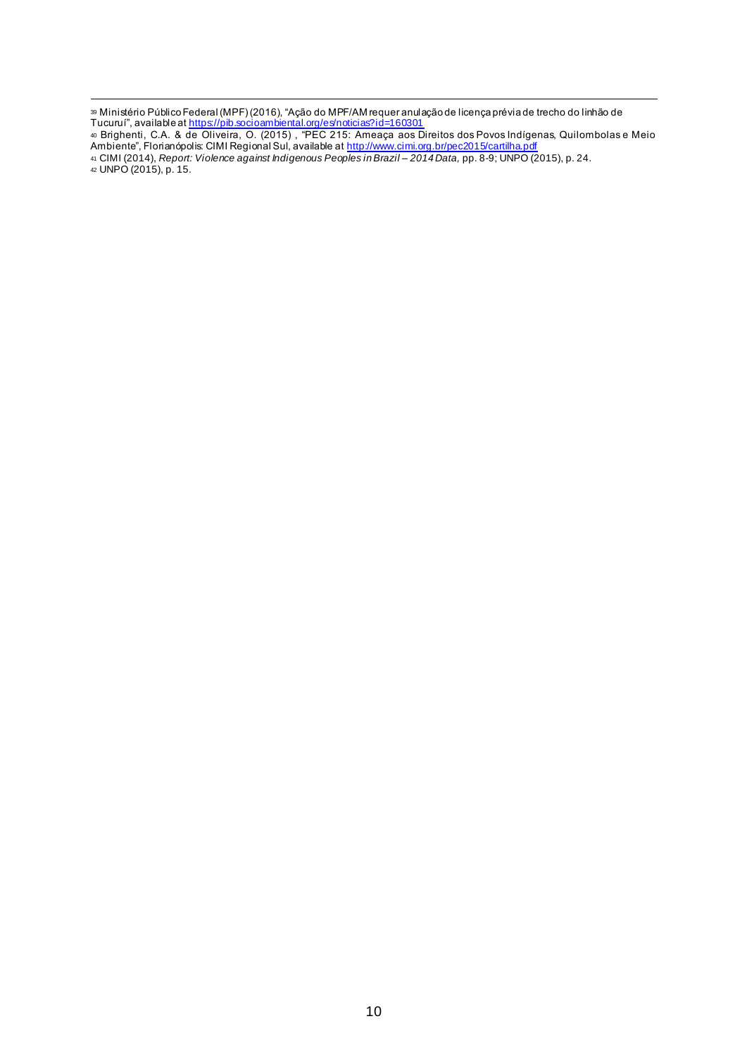[39] Ministério Público Federal (MPF) (2016), "Ação do MPF/AM requer anulação de licença prévia de trecho do linhão de Tucuruí", available at https://pib.socioambiental.org/es/noticias?id=160301

[40] Brighenti, C.A. & de Oliveira, O. (2015) , "PEC 215: Ameaça aos Direitos dos Povos Indígenas, Quilombolas e Meio Ambiente", Florianópolis: CIMI Regional Sul, available at http://www.cimi.org.br/pec2015/cartilha.pdf

[41] CIMI (2014), *Report: Violence against Indigenous Peoples in Brazil – 2014 Data*, pp. 8-9; UNPO (2015), p. 24.

[42] UNPO (2015), p. 15.